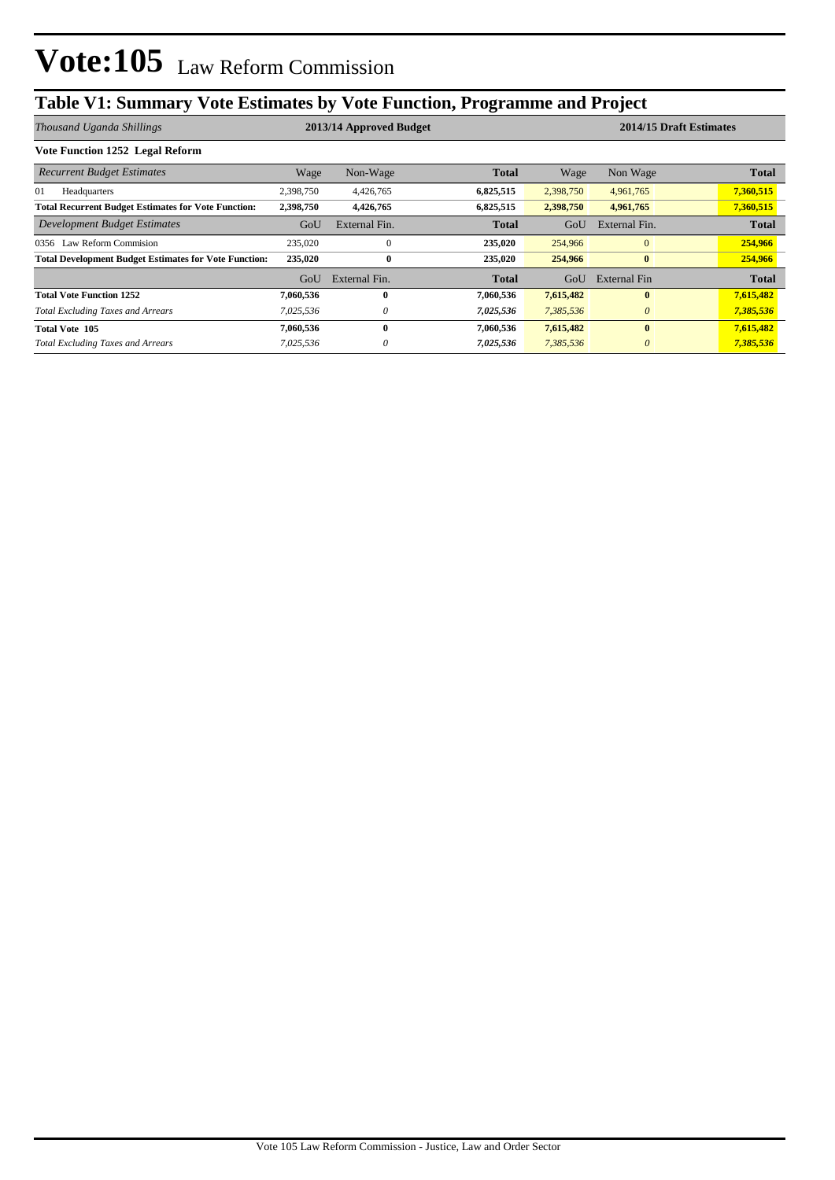# Vote:105 Law Reform Commission

## Table V1: Summary Vote Estimates by Vote Function, Programme and Project

| *Thousand Uganda Shillings* | 2013/14 Approved Budget | | | 2014/15 Draft Estimates | | |
|---|---|---|---|---|---|---|
| **Vote Function 1252 Legal Reform** | | | | | | |
| *Recurrent Budget Estimates* | Wage | Non-Wage | **Total** | Wage | Non Wage | **Total** |
| 01 Headquarters | 2,398,750 | 4,426,765 | **6,825,515** | 2,398,750 | 4,961,765 | **7,360,515** |
| **Total Recurrent Budget Estimates for Vote Function:** | **2,398,750** | **4,426,765** | **6,825,515** | **2,398,750** | **4,961,765** | **7,360,515** |
| *Development Budget Estimates* | GoU | External Fin. | **Total** | GoU | External Fin. | **Total** |
| 0356 Law Reform Commision | 235,020 | 0 | **235,020** | 254,966 | 0 | **254,966** |
| **Total Development Budget Estimates for Vote Function:** | **235,020** | **0** | **235,020** | **254,966** | **0** | **254,966** |
| | GoU | External Fin. | **Total** | GoU | External Fin | **Total** |
| **Total Vote Function 1252** | **7,060,536** | **0** | **7,060,536** | **7,615,482** | **0** | **7,615,482** |
| *Total Excluding Taxes and Arrears* | *7,025,536* | *0* | ***7,025,536*** | *7,385,536* | *0* | ***7,385,536*** |
| **Total Vote 105** | **7,060,536** | **0** | **7,060,536** | **7,615,482** | **0** | **7,615,482** |
| *Total Excluding Taxes and Arrears* | *7,025,536* | *0* | ***7,025,536*** | *7,385,536* | *0* | ***7,385,536*** |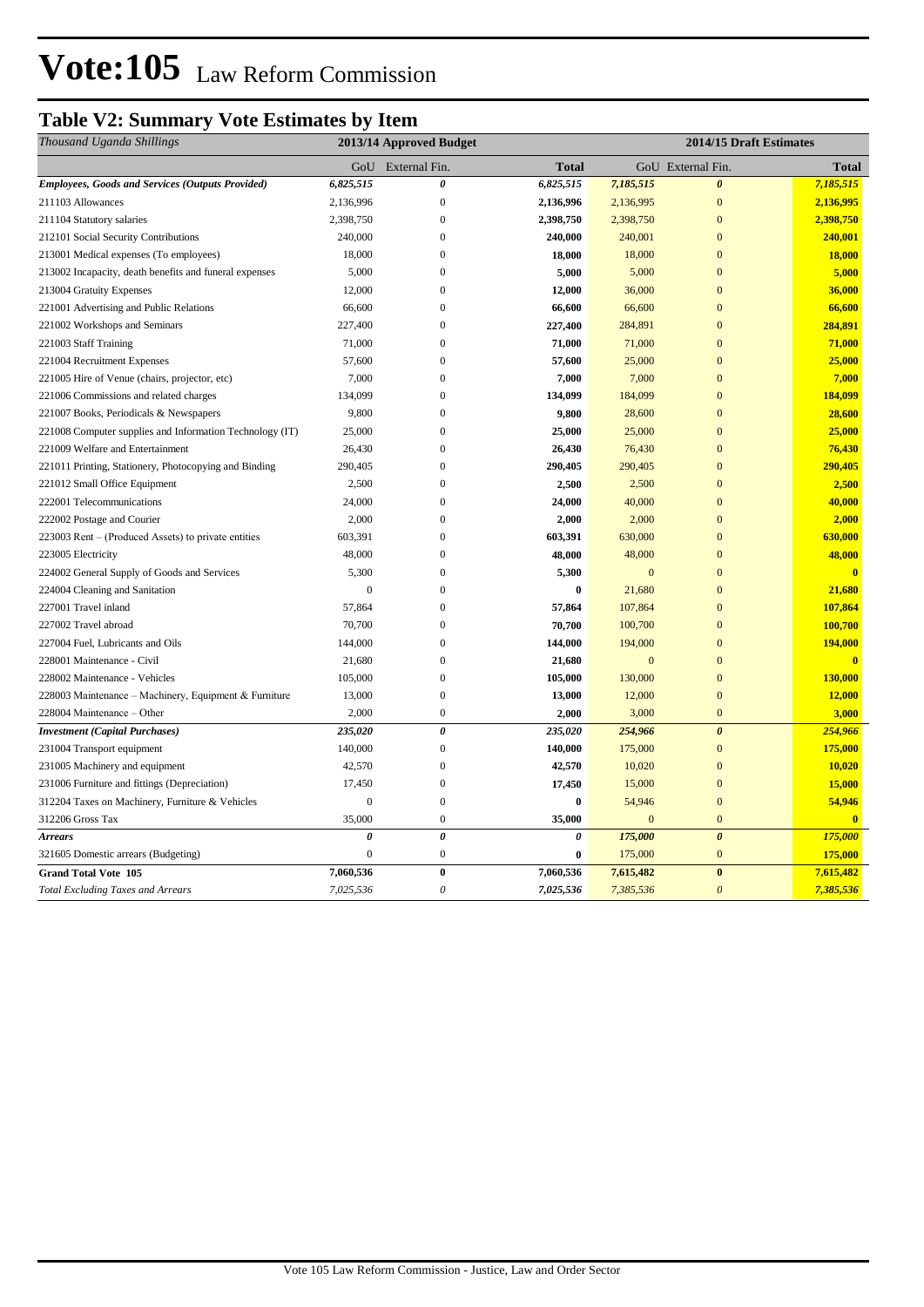# Vote:105 Law Reform Commission

## Table V2: Summary Vote Estimates by Item

| *Thousand Uganda Shillings* | 2013/14 Approved Budget | | | 2014/15 Draft Estimates | | |
|---|---|---|---|---|---|---|
| | GoU | External Fin. | Total | GoU | External Fin. | Total |
| ***Employees, Goods and Services (Outputs Provided)*** | ***6,825,515*** | ***0*** | ***6,825,515*** | ***7,185,515*** | ***0*** | ***7,185,515*** |
| 211103 Allowances | 2,136,996 | 0 | **2,136,996** | 2,136,995 | 0 | **2,136,995** |
| 211104 Statutory salaries | 2,398,750 | 0 | **2,398,750** | 2,398,750 | 0 | **2,398,750** |
| 212101 Social Security Contributions | 240,000 | 0 | **240,000** | 240,001 | 0 | **240,001** |
| 213001 Medical expenses (To employees) | 18,000 | 0 | **18,000** | 18,000 | 0 | **18,000** |
| 213002 Incapacity, death benefits and funeral expenses | 5,000 | 0 | **5,000** | 5,000 | 0 | **5,000** |
| 213004 Gratuity Expenses | 12,000 | 0 | **12,000** | 36,000 | 0 | **36,000** |
| 221001 Advertising and Public Relations | 66,600 | 0 | **66,600** | 66,600 | 0 | **66,600** |
| 221002 Workshops and Seminars | 227,400 | 0 | **227,400** | 284,891 | 0 | **284,891** |
| 221003 Staff Training | 71,000 | 0 | **71,000** | 71,000 | 0 | **71,000** |
| 221004 Recruitment Expenses | 57,600 | 0 | **57,600** | 25,000 | 0 | **25,000** |
| 221005 Hire of Venue (chairs, projector, etc) | 7,000 | 0 | **7,000** | 7,000 | 0 | **7,000** |
| 221006 Commissions and related charges | 134,099 | 0 | **134,099** | 184,099 | 0 | **184,099** |
| 221007 Books, Periodicals & Newspapers | 9,800 | 0 | **9,800** | 28,600 | 0 | **28,600** |
| 221008 Computer supplies and Information Technology (IT) | 25,000 | 0 | **25,000** | 25,000 | 0 | **25,000** |
| 221009 Welfare and Entertainment | 26,430 | 0 | **26,430** | 76,430 | 0 | **76,430** |
| 221011 Printing, Stationery, Photocopying and Binding | 290,405 | 0 | **290,405** | 290,405 | 0 | **290,405** |
| 221012 Small Office Equipment | 2,500 | 0 | **2,500** | 2,500 | 0 | **2,500** |
| 222001 Telecommunications | 24,000 | 0 | **24,000** | 40,000 | 0 | **40,000** |
| 222002 Postage and Courier | 2,000 | 0 | **2,000** | 2,000 | 0 | **2,000** |
| 223003 Rent – (Produced Assets) to private entities | 603,391 | 0 | **603,391** | 630,000 | 0 | **630,000** |
| 223005 Electricity | 48,000 | 0 | **48,000** | 48,000 | 0 | **48,000** |
| 224002 General Supply of Goods and Services | 5,300 | 0 | **5,300** | 0 | 0 | **0** |
| 224004 Cleaning and Sanitation | 0 | 0 | **0** | 21,680 | 0 | **21,680** |
| 227001 Travel inland | 57,864 | 0 | **57,864** | 107,864 | 0 | **107,864** |
| 227002 Travel abroad | 70,700 | 0 | **70,700** | 100,700 | 0 | **100,700** |
| 227004 Fuel, Lubricants and Oils | 144,000 | 0 | **144,000** | 194,000 | 0 | **194,000** |
| 228001 Maintenance - Civil | 21,680 | 0 | **21,680** | 0 | 0 | **0** |
| 228002 Maintenance - Vehicles | 105,000 | 0 | **105,000** | 130,000 | 0 | **130,000** |
| 228003 Maintenance – Machinery, Equipment & Furniture | 13,000 | 0 | **13,000** | 12,000 | 0 | **12,000** |
| 228004 Maintenance – Other | 2,000 | 0 | **2,000** | 3,000 | 0 | **3,000** |
| ***Investment (Capital Purchases)*** | ***235,020*** | ***0*** | ***235,020*** | ***254,966*** | ***0*** | ***254,966*** |
| 231004 Transport equipment | 140,000 | 0 | **140,000** | 175,000 | 0 | **175,000** |
| 231005 Machinery and equipment | 42,570 | 0 | **42,570** | 10,020 | 0 | **10,020** |
| 231006 Furniture and fittings (Depreciation) | 17,450 | 0 | **17,450** | 15,000 | 0 | **15,000** |
| 312204 Taxes on Machinery, Furniture & Vehicles | 0 | 0 | **0** | 54,946 | 0 | **54,946** |
| 312206 Gross Tax | 35,000 | 0 | **35,000** | 0 | 0 | **0** |
| ***Arrears*** | ***0*** | ***0*** | ***0*** | ***175,000*** | ***0*** | ***175,000*** |
| 321605 Domestic arrears (Budgeting) | 0 | 0 | **0** | 175,000 | 0 | **175,000** |
| **Grand Total Vote 105** | **7,060,536** | **0** | **7,060,536** | **7,615,482** | **0** | **7,615,482** |
| *Total Excluding Taxes and Arrears* | *7,025,536* | *0* | *7,025,536* | *7,385,536* | *0* | *7,385,536* |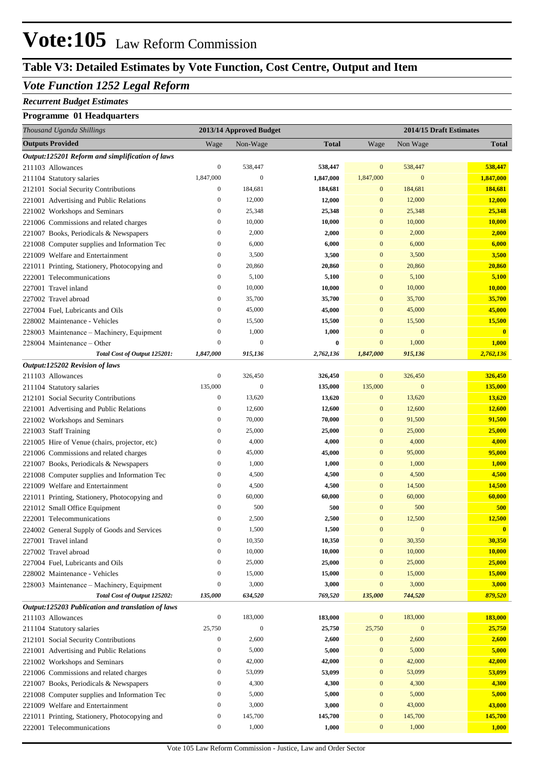# Vote:105 Law Reform Commission

## Table V3: Detailed Estimates by Vote Function, Cost Centre, Output and Item

### *Vote Function 1252 Legal Reform*

*Recurrent Budget Estimates*

**Programme 01 Headquarters**

| *Thousand Uganda Shillings* | 2013/14 Approved Budget | | | 2014/15 Draft Estimates | | |
|---|---|---|---|---|---|---|
| **Outputs Provided** | Wage | Non-Wage | **Total** | Wage | Non Wage | **Total** |
| ***Output:125201 Reform and simplification of laws*** | | | | | | |
| 211103 Allowances | 0 | 538,447 | **538,447** | 0 | 538,447 | **538,447** |
| 211104 Statutory salaries | 1,847,000 | 0 | **1,847,000** | 1,847,000 | 0 | **1,847,000** |
| 212101 Social Security Contributions | 0 | 184,681 | **184,681** | 0 | 184,681 | **184,681** |
| 221001 Advertising and Public Relations | 0 | 12,000 | **12,000** | 0 | 12,000 | **12,000** |
| 221002 Workshops and Seminars | 0 | 25,348 | **25,348** | 0 | 25,348 | **25,348** |
| 221006 Commissions and related charges | 0 | 10,000 | **10,000** | 0 | 10,000 | **10,000** |
| 221007 Books, Periodicals & Newspapers | 0 | 2,000 | **2,000** | 0 | 2,000 | **2,000** |
| 221008 Computer supplies and Information Tec | 0 | 6,000 | **6,000** | 0 | 6,000 | **6,000** |
| 221009 Welfare and Entertainment | 0 | 3,500 | **3,500** | 0 | 3,500 | **3,500** |
| 221011 Printing, Stationery, Photocopying and | 0 | 20,860 | **20,860** | 0 | 20,860 | **20,860** |
| 222001 Telecommunications | 0 | 5,100 | **5,100** | 0 | 5,100 | **5,100** |
| 227001 Travel inland | 0 | 10,000 | **10,000** | 0 | 10,000 | **10,000** |
| 227002 Travel abroad | 0 | 35,700 | **35,700** | 0 | 35,700 | **35,700** |
| 227004 Fuel, Lubricants and Oils | 0 | 45,000 | **45,000** | 0 | 45,000 | **45,000** |
| 228002 Maintenance - Vehicles | 0 | 15,500 | **15,500** | 0 | 15,500 | **15,500** |
| 228003 Maintenance – Machinery, Equipment | 0 | 1,000 | **1,000** | 0 | 0 | **0** |
| 228004 Maintenance – Other | 0 | 0 | **0** | 0 | 1,000 | **1,000** |
| ***Total Cost of Output 125201:*** | ***1,847,000*** | ***915,136*** | ***2,762,136*** | ***1,847,000*** | ***915,136*** | ***2,762,136*** |
| ***Output:125202 Revision of laws*** | | | | | | |
| 211103 Allowances | 0 | 326,450 | **326,450** | 0 | 326,450 | **326,450** |
| 211104 Statutory salaries | 135,000 | 0 | **135,000** | 135,000 | 0 | **135,000** |
| 212101 Social Security Contributions | 0 | 13,620 | **13,620** | 0 | 13,620 | **13,620** |
| 221001 Advertising and Public Relations | 0 | 12,600 | **12,600** | 0 | 12,600 | **12,600** |
| 221002 Workshops and Seminars | 0 | 70,000 | **70,000** | 0 | 91,500 | **91,500** |
| 221003 Staff Training | 0 | 25,000 | **25,000** | 0 | 25,000 | **25,000** |
| 221005 Hire of Venue (chairs, projector, etc) | 0 | 4,000 | **4,000** | 0 | 4,000 | **4,000** |
| 221006 Commissions and related charges | 0 | 45,000 | **45,000** | 0 | 95,000 | **95,000** |
| 221007 Books, Periodicals & Newspapers | 0 | 1,000 | **1,000** | 0 | 1,000 | **1,000** |
| 221008 Computer supplies and Information Tec | 0 | 4,500 | **4,500** | 0 | 4,500 | **4,500** |
| 221009 Welfare and Entertainment | 0 | 4,500 | **4,500** | 0 | 14,500 | **14,500** |
| 221011 Printing, Stationery, Photocopying and | 0 | 60,000 | **60,000** | 0 | 60,000 | **60,000** |
| 221012 Small Office Equipment | 0 | 500 | **500** | 0 | 500 | **500** |
| 222001 Telecommunications | 0 | 2,500 | **2,500** | 0 | 12,500 | **12,500** |
| 224002 General Supply of Goods and Services | 0 | 1,500 | **1,500** | 0 | 0 | **0** |
| 227001 Travel inland | 0 | 10,350 | **10,350** | 0 | 30,350 | **30,350** |
| 227002 Travel abroad | 0 | 10,000 | **10,000** | 0 | 10,000 | **10,000** |
| 227004 Fuel, Lubricants and Oils | 0 | 25,000 | **25,000** | 0 | 25,000 | **25,000** |
| 228002 Maintenance - Vehicles | 0 | 15,000 | **15,000** | 0 | 15,000 | **15,000** |
| 228003 Maintenance – Machinery, Equipment | 0 | 3,000 | **3,000** | 0 | 3,000 | **3,000** |
| ***Total Cost of Output 125202:*** | ***135,000*** | ***634,520*** | ***769,520*** | ***135,000*** | ***744,520*** | ***879,520*** |
| ***Output:125203 Publication and translation of laws*** | | | | | | |
| 211103 Allowances | 0 | 183,000 | **183,000** | 0 | 183,000 | **183,000** |
| 211104 Statutory salaries | 25,750 | 0 | **25,750** | 25,750 | 0 | **25,750** |
| 212101 Social Security Contributions | 0 | 2,600 | **2,600** | 0 | 2,600 | **2,600** |
| 221001 Advertising and Public Relations | 0 | 5,000 | **5,000** | 0 | 5,000 | **5,000** |
| 221002 Workshops and Seminars | 0 | 42,000 | **42,000** | 0 | 42,000 | **42,000** |
| 221006 Commissions and related charges | 0 | 53,099 | **53,099** | 0 | 53,099 | **53,099** |
| 221007 Books, Periodicals & Newspapers | 0 | 4,300 | **4,300** | 0 | 4,300 | **4,300** |
| 221008 Computer supplies and Information Tec | 0 | 5,000 | **5,000** | 0 | 5,000 | **5,000** |
| 221009 Welfare and Entertainment | 0 | 3,000 | **3,000** | 0 | 43,000 | **43,000** |
| 221011 Printing, Stationery, Photocopying and | 0 | 145,700 | **145,700** | 0 | 145,700 | **145,700** |
| 222001 Telecommunications | 0 | 1,000 | **1,000** | 0 | 1,000 | **1,000** |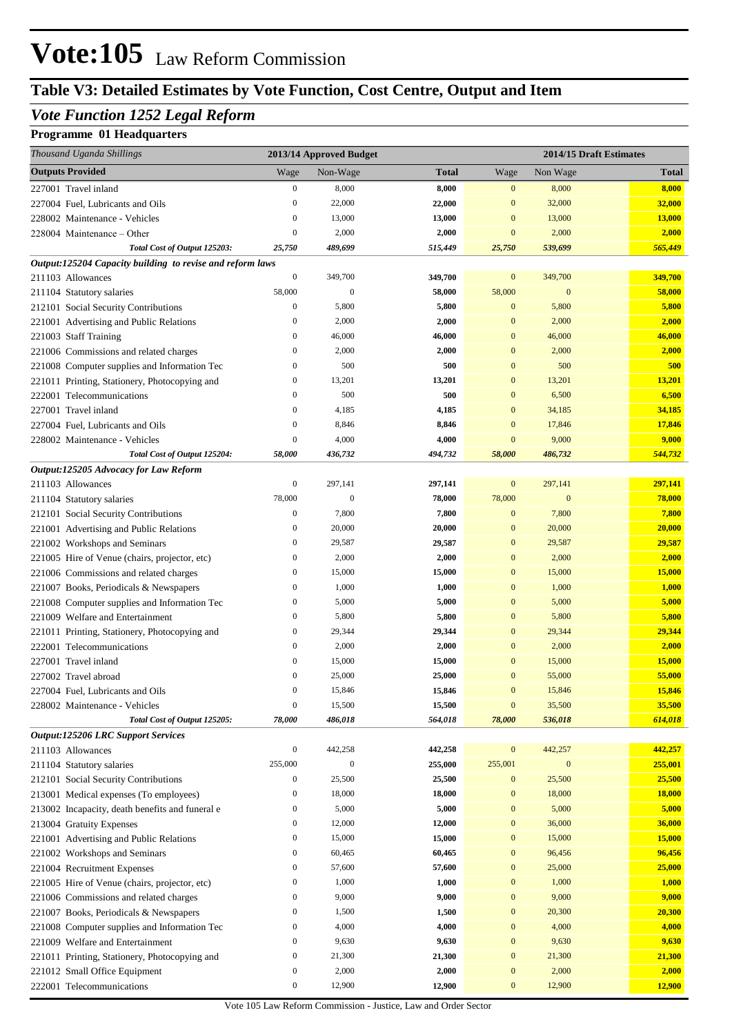# Vote:105 Law Reform Commission

## Table V3: Detailed Estimates by Vote Function, Cost Centre, Output and Item

### *Vote Function 1252 Legal Reform*

**Programme 01 Headquarters**

| *Thousand Uganda Shillings* | 2013/14 Approved Budget | | | 2014/15 Draft Estimates | | |
|---|---|---|---|---|---|---|
| **Outputs Provided** | Wage | Non-Wage | **Total** | Wage | Non Wage | **Total** |
| 227001 Travel inland | 0 | 8,000 | **8,000** | 0 | 8,000 | **8,000** |
| 227004 Fuel, Lubricants and Oils | 0 | 22,000 | **22,000** | 0 | 32,000 | **32,000** |
| 228002 Maintenance - Vehicles | 0 | 13,000 | **13,000** | 0 | 13,000 | **13,000** |
| 228004 Maintenance – Other | 0 | 2,000 | **2,000** | 0 | 2,000 | **2,000** |
| ***Total Cost of Output 125203:*** | ***25,750*** | ***489,699*** | ***515,449*** | ***25,750*** | ***539,699*** | ***565,449*** |
| ***Output:125204 Capacity building to revise and reform laws*** | | | | | | |
| 211103 Allowances | 0 | 349,700 | **349,700** | 0 | 349,700 | **349,700** |
| 211104 Statutory salaries | 58,000 | 0 | **58,000** | 58,000 | 0 | **58,000** |
| 212101 Social Security Contributions | 0 | 5,800 | **5,800** | 0 | 5,800 | **5,800** |
| 221001 Advertising and Public Relations | 0 | 2,000 | **2,000** | 0 | 2,000 | **2,000** |
| 221003 Staff Training | 0 | 46,000 | **46,000** | 0 | 46,000 | **46,000** |
| 221006 Commissions and related charges | 0 | 2,000 | **2,000** | 0 | 2,000 | **2,000** |
| 221008 Computer supplies and Information Tec | 0 | 500 | **500** | 0 | 500 | **500** |
| 221011 Printing, Stationery, Photocopying and | 0 | 13,201 | **13,201** | 0 | 13,201 | **13,201** |
| 222001 Telecommunications | 0 | 500 | **500** | 0 | 6,500 | **6,500** |
| 227001 Travel inland | 0 | 4,185 | **4,185** | 0 | 34,185 | **34,185** |
| 227004 Fuel, Lubricants and Oils | 0 | 8,846 | **8,846** | 0 | 17,846 | **17,846** |
| 228002 Maintenance - Vehicles | 0 | 4,000 | **4,000** | 0 | 9,000 | **9,000** |
| ***Total Cost of Output 125204:*** | ***58,000*** | ***436,732*** | ***494,732*** | ***58,000*** | ***486,732*** | ***544,732*** |
| ***Output:125205 Advocacy for Law Reform*** | | | | | | |
| 211103 Allowances | 0 | 297,141 | **297,141** | 0 | 297,141 | **297,141** |
| 211104 Statutory salaries | 78,000 | 0 | **78,000** | 78,000 | 0 | **78,000** |
| 212101 Social Security Contributions | 0 | 7,800 | **7,800** | 0 | 7,800 | **7,800** |
| 221001 Advertising and Public Relations | 0 | 20,000 | **20,000** | 0 | 20,000 | **20,000** |
| 221002 Workshops and Seminars | 0 | 29,587 | **29,587** | 0 | 29,587 | **29,587** |
| 221005 Hire of Venue (chairs, projector, etc) | 0 | 2,000 | **2,000** | 0 | 2,000 | **2,000** |
| 221006 Commissions and related charges | 0 | 15,000 | **15,000** | 0 | 15,000 | **15,000** |
| 221007 Books, Periodicals & Newspapers | 0 | 1,000 | **1,000** | 0 | 1,000 | **1,000** |
| 221008 Computer supplies and Information Tec | 0 | 5,000 | **5,000** | 0 | 5,000 | **5,000** |
| 221009 Welfare and Entertainment | 0 | 5,800 | **5,800** | 0 | 5,800 | **5,800** |
| 221011 Printing, Stationery, Photocopying and | 0 | 29,344 | **29,344** | 0 | 29,344 | **29,344** |
| 222001 Telecommunications | 0 | 2,000 | **2,000** | 0 | 2,000 | **2,000** |
| 227001 Travel inland | 0 | 15,000 | **15,000** | 0 | 15,000 | **15,000** |
| 227002 Travel abroad | 0 | 25,000 | **25,000** | 0 | 55,000 | **55,000** |
| 227004 Fuel, Lubricants and Oils | 0 | 15,846 | **15,846** | 0 | 15,846 | **15,846** |
| 228002 Maintenance - Vehicles | 0 | 15,500 | **15,500** | 0 | 35,500 | **35,500** |
| ***Total Cost of Output 125205:*** | ***78,000*** | ***486,018*** | ***564,018*** | ***78,000*** | ***536,018*** | ***614,018*** |
| ***Output:125206 LRC Support Services*** | | | | | | |
| 211103 Allowances | 0 | 442,258 | **442,258** | 0 | 442,257 | **442,257** |
| 211104 Statutory salaries | 255,000 | 0 | **255,000** | 255,001 | 0 | **255,001** |
| 212101 Social Security Contributions | 0 | 25,500 | **25,500** | 0 | 25,500 | **25,500** |
| 213001 Medical expenses (To employees) | 0 | 18,000 | **18,000** | 0 | 18,000 | **18,000** |
| 213002 Incapacity, death benefits and funeral e | 0 | 5,000 | **5,000** | 0 | 5,000 | **5,000** |
| 213004 Gratuity Expenses | 0 | 12,000 | **12,000** | 0 | 36,000 | **36,000** |
| 221001 Advertising and Public Relations | 0 | 15,000 | **15,000** | 0 | 15,000 | **15,000** |
| 221002 Workshops and Seminars | 0 | 60,465 | **60,465** | 0 | 96,456 | **96,456** |
| 221004 Recruitment Expenses | 0 | 57,600 | **57,600** | 0 | 25,000 | **25,000** |
| 221005 Hire of Venue (chairs, projector, etc) | 0 | 1,000 | **1,000** | 0 | 1,000 | **1,000** |
| 221006 Commissions and related charges | 0 | 9,000 | **9,000** | 0 | 9,000 | **9,000** |
| 221007 Books, Periodicals & Newspapers | 0 | 1,500 | **1,500** | 0 | 20,300 | **20,300** |
| 221008 Computer supplies and Information Tec | 0 | 4,000 | **4,000** | 0 | 4,000 | **4,000** |
| 221009 Welfare and Entertainment | 0 | 9,630 | **9,630** | 0 | 9,630 | **9,630** |
| 221011 Printing, Stationery, Photocopying and | 0 | 21,300 | **21,300** | 0 | 21,300 | **21,300** |
| 221012 Small Office Equipment | 0 | 2,000 | **2,000** | 0 | 2,000 | **2,000** |
| 222001 Telecommunications | 0 | 12,900 | **12,900** | 0 | 12,900 | **12,900** |

Vote 105 Law Reform Commission - Justice, Law and Order Sector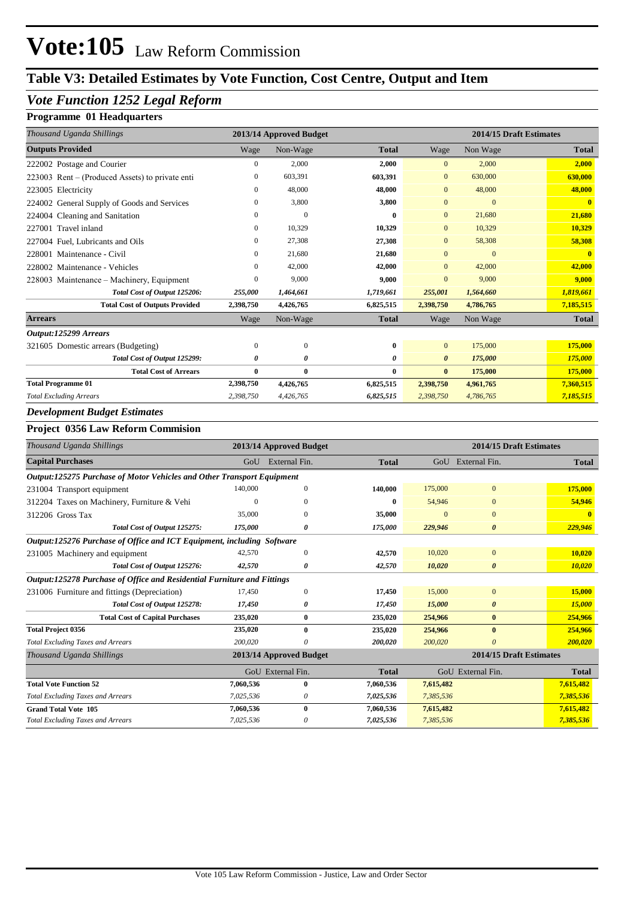# Vote:105 Law Reform Commission

## Table V3: Detailed Estimates by Vote Function, Cost Centre, Output and Item

### *Vote Function 1252 Legal Reform*

**Programme 01 Headquarters**

| *Thousand Uganda Shillings* | 2013/14 Approved Budget | | | 2014/15 Draft Estimates | | |
|---|---|---|---|---|---|---|
| **Outputs Provided** | Wage | Non-Wage | **Total** | Wage | Non Wage | **Total** |
| 222002 Postage and Courier | 0 | 2,000 | **2,000** | 0 | 2,000 | **2,000** |
| 223003 Rent – (Produced Assets) to private enti | 0 | 603,391 | **603,391** | 0 | 630,000 | **630,000** |
| 223005 Electricity | 0 | 48,000 | **48,000** | 0 | 48,000 | **48,000** |
| 224002 General Supply of Goods and Services | 0 | 3,800 | **3,800** | 0 | 0 | **0** |
| 224004 Cleaning and Sanitation | 0 | 0 | **0** | 0 | 21,680 | **21,680** |
| 227001 Travel inland | 0 | 10,329 | **10,329** | 0 | 10,329 | **10,329** |
| 227004 Fuel, Lubricants and Oils | 0 | 27,308 | **27,308** | 0 | 58,308 | **58,308** |
| 228001 Maintenance - Civil | 0 | 21,680 | **21,680** | 0 | 0 | **0** |
| 228002 Maintenance - Vehicles | 0 | 42,000 | **42,000** | 0 | 42,000 | **42,000** |
| 228003 Maintenance – Machinery, Equipment | 0 | 9,000 | **9,000** | 0 | 9,000 | **9,000** |
| ***Total Cost of Output 125206:*** | ***255,000*** | ***1,464,661*** | ***1,719,661*** | ***255,001*** | ***1,564,660*** | ***1,819,661*** |
| **Total Cost of Outputs Provided** | **2,398,750** | **4,426,765** | **6,825,515** | **2,398,750** | **4,786,765** | **7,185,515** |
| **Arrears** | Wage | Non-Wage | **Total** | Wage | Non Wage | **Total** |
| ***Output:125299 Arrears*** | | | | | | |
| 321605 Domestic arrears (Budgeting) | 0 | 0 | **0** | 0 | 175,000 | **175,000** |
| ***Total Cost of Output 125299:*** | ***0*** | ***0*** | ***0*** | ***0*** | ***175,000*** | ***175,000*** |
| **Total Cost of Arrears** | **0** | **0** | **0** | **0** | **175,000** | **175,000** |
| **Total Programme 01** | **2,398,750** | **4,426,765** | **6,825,515** | **2,398,750** | **4,961,765** | **7,360,515** |
| *Total Excluding Arrears* | *2,398,750* | *4,426,765* | ***6,825,515*** | *2,398,750* | *4,786,765* | ***7,185,515*** |

### *Development Budget Estimates*

**Project 0356 Law Reform Commision**

| *Thousand Uganda Shillings* | 2013/14 Approved Budget | | | 2014/15 Draft Estimates | | |
|---|---|---|---|---|---|---|
| **Capital Purchases** | GoU | External Fin. | **Total** | GoU | External Fin. | **Total** |
| ***Output:125275 Purchase of Motor Vehicles and Other Transport Equipment*** | | | | | | |
| 231004 Transport equipment | 140,000 | 0 | **140,000** | 175,000 | 0 | **175,000** |
| 312204 Taxes on Machinery, Furniture & Vehi | 0 | 0 | **0** | 54,946 | 0 | **54,946** |
| 312206 Gross Tax | 35,000 | 0 | **35,000** | 0 | 0 | **0** |
| ***Total Cost of Output 125275:*** | ***175,000*** | ***0*** | ***175,000*** | ***229,946*** | ***0*** | ***229,946*** |
| ***Output:125276 Purchase of Office and ICT Equipment, including Software*** | | | | | | |
| 231005 Machinery and equipment | 42,570 | 0 | **42,570** | 10,020 | 0 | **10,020** |
| ***Total Cost of Output 125276:*** | ***42,570*** | ***0*** | ***42,570*** | ***10,020*** | ***0*** | ***10,020*** |
| ***Output:125278 Purchase of Office and Residential Furniture and Fittings*** | | | | | | |
| 231006 Furniture and fittings (Depreciation) | 17,450 | 0 | **17,450** | 15,000 | 0 | **15,000** |
| ***Total Cost of Output 125278:*** | ***17,450*** | ***0*** | ***17,450*** | ***15,000*** | ***0*** | ***15,000*** |
| **Total Cost of Capital Purchases** | **235,020** | **0** | **235,020** | **254,966** | **0** | **254,966** |
| **Total Project 0356** | **235,020** | **0** | **235,020** | **254,966** | **0** | **254,966** |
| *Total Excluding Taxes and Arrears* | *200,020* | *0* | ***200,020*** | *200,020* | *0* | ***200,020*** |

| *Thousand Uganda Shillings* | 2013/14 Approved Budget | | | 2014/15 Draft Estimates | | |
|---|---|---|---|---|---|---|
| | GoU | External Fin. | **Total** | GoU | External Fin. | **Total** |
| **Total Vote Function 52** | **7,060,536** | **0** | **7,060,536** | **7,615,482** | | **7,615,482** |
| *Total Excluding Taxes and Arrears* | *7,025,536* | *0* | ***7,025,536*** | *7,385,536* | | ***7,385,536*** |
| **Grand Total Vote 105** | **7,060,536** | **0** | **7,060,536** | **7,615,482** | | **7,615,482** |
| *Total Excluding Taxes and Arrears* | *7,025,536* | *0* | ***7,025,536*** | *7,385,536* | | ***7,385,536*** |